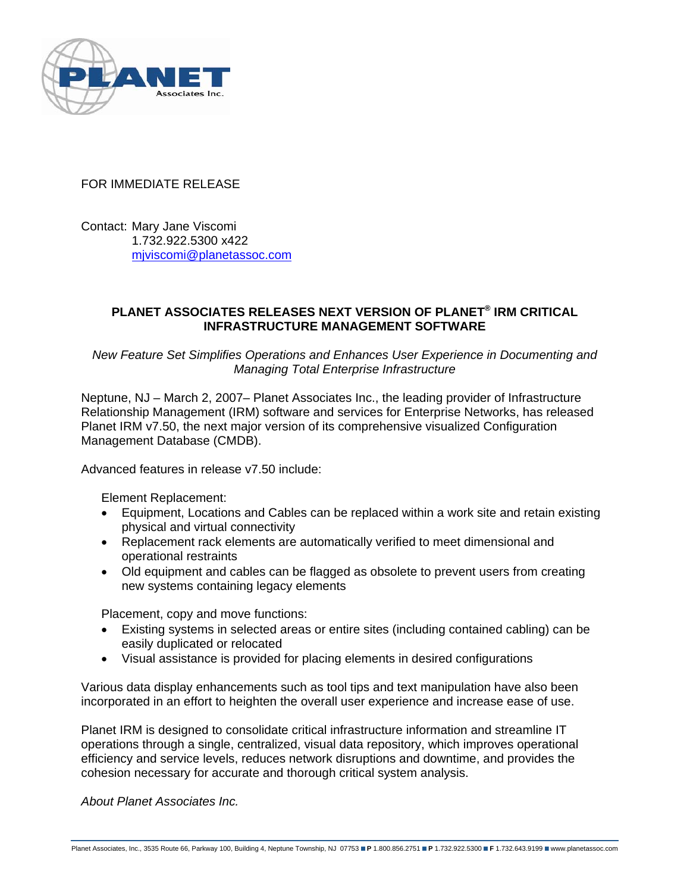FOR IMMEDIATE RELEASE

Contact: Mary Jane Viscomi
1.732.922.5300 x422
mjviscomi@planetassoc.com

## PLANET ASSOCIATES RELEASES NEXT VERSION OF PLANET® IRM CRITICAL INFRASTRUCTURE MANAGEMENT SOFTWARE

*New Feature Set Simplifies Operations and Enhances User Experience in Documenting and Managing Total Enterprise Infrastructure*

Neptune, NJ – March 2, 2007– Planet Associates Inc., the leading provider of Infrastructure Relationship Management (IRM) software and services for Enterprise Networks, has released Planet IRM v7.50, the next major version of its comprehensive visualized Configuration Management Database (CMDB).

Advanced features in release v7.50 include:

Element Replacement:

- Equipment, Locations and Cables can be replaced within a work site and retain existing physical and virtual connectivity
- Replacement rack elements are automatically verified to meet dimensional and operational restraints
- Old equipment and cables can be flagged as obsolete to prevent users from creating new systems containing legacy elements

Placement, copy and move functions:

- Existing systems in selected areas or entire sites (including contained cabling) can be easily duplicated or relocated
- Visual assistance is provided for placing elements in desired configurations

Various data display enhancements such as tool tips and text manipulation have also been incorporated in an effort to heighten the overall user experience and increase ease of use.

Planet IRM is designed to consolidate critical infrastructure information and streamline IT operations through a single, centralized, visual data repository, which improves operational efficiency and service levels, reduces network disruptions and downtime, and provides the cohesion necessary for accurate and thorough critical system analysis.

*About Planet Associates Inc.*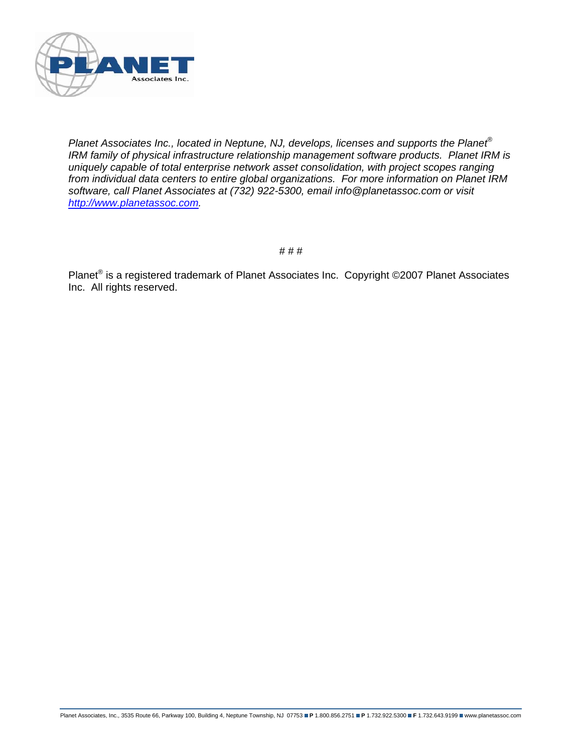*Planet Associates Inc., located in Neptune, NJ, develops, licenses and supports the Planet® IRM family of physical infrastructure relationship management software products. Planet IRM is uniquely capable of total enterprise network asset consolidation, with project scopes ranging from individual data centers to entire global organizations. For more information on Planet IRM software, call Planet Associates at (732) 922-5300, email info@planetassoc.com or visit [http://www.planetassoc.com](http://www.planetassoc.com).*

# # #

Planet® is a registered trademark of Planet Associates Inc. Copyright ©2007 Planet Associates Inc. All rights reserved.